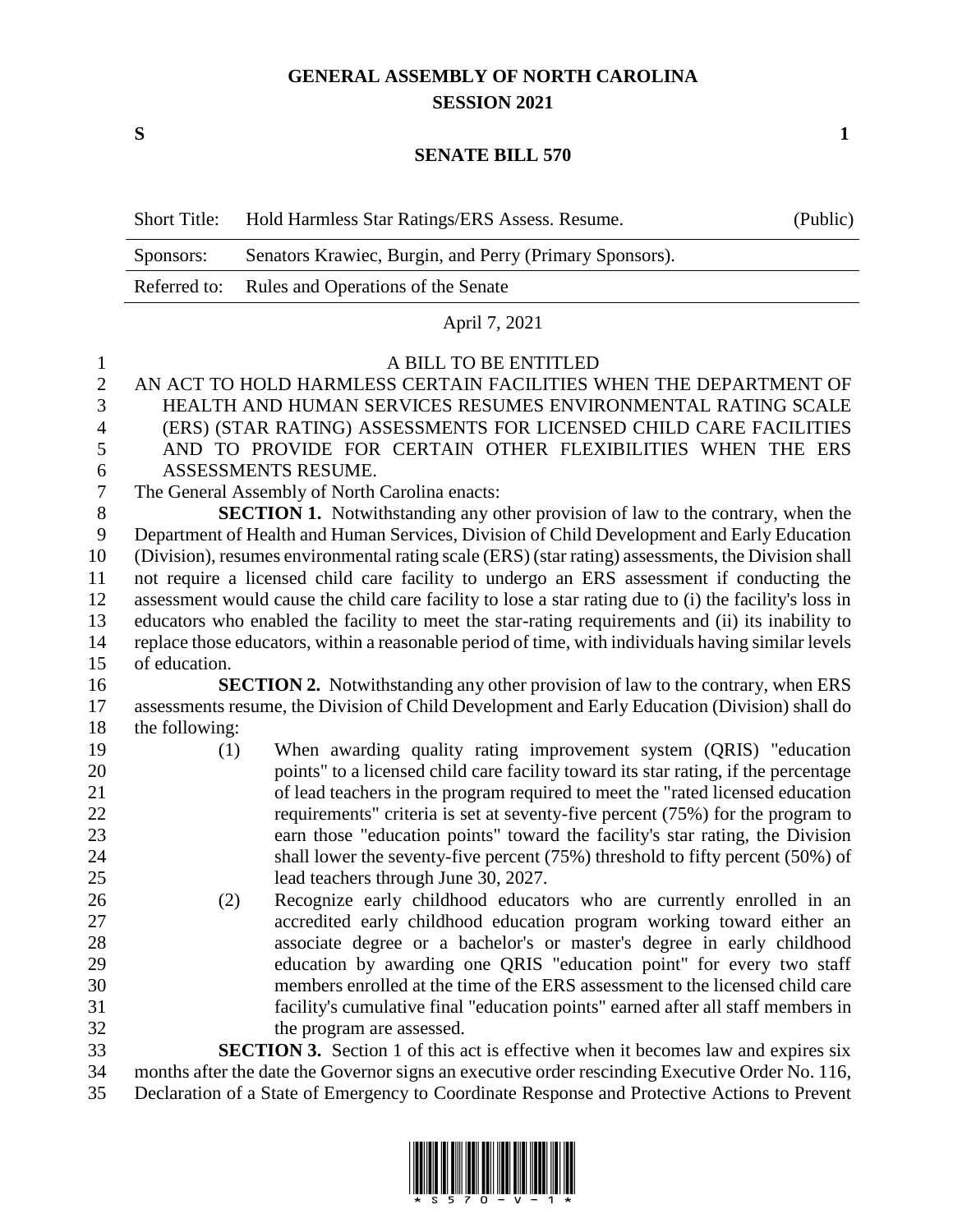# GENERAL ASSEMBLY OF NORTH CAROLINA
## SESSION 2021

**S** **1**

## SENATE BILL 570

| Short Title: | Hold Harmless Star Ratings/ERS Assess. Resume. | (Public) |
|---|---|---|
| Sponsors: | Senators Krawiec, Burgin, and Perry (Primary Sponsors). | |
| Referred to: | Rules and Operations of the Senate | |

April 7, 2021

A BILL TO BE ENTITLED

AN ACT TO HOLD HARMLESS CERTAIN FACILITIES WHEN THE DEPARTMENT OF HEALTH AND HUMAN SERVICES RESUMES ENVIRONMENTAL RATING SCALE (ERS) (STAR RATING) ASSESSMENTS FOR LICENSED CHILD CARE FACILITIES AND TO PROVIDE FOR CERTAIN OTHER FLEXIBILITIES WHEN THE ERS ASSESSMENTS RESUME.

The General Assembly of North Carolina enacts:

**SECTION 1.** Notwithstanding any other provision of law to the contrary, when the Department of Health and Human Services, Division of Child Development and Early Education (Division), resumes environmental rating scale (ERS) (star rating) assessments, the Division shall not require a licensed child care facility to undergo an ERS assessment if conducting the assessment would cause the child care facility to lose a star rating due to (i) the facility's loss in educators who enabled the facility to meet the star-rating requirements and (ii) its inability to replace those educators, within a reasonable period of time, with individuals having similar levels of education.

**SECTION 2.** Notwithstanding any other provision of law to the contrary, when ERS assessments resume, the Division of Child Development and Early Education (Division) shall do the following:

(1) When awarding quality rating improvement system (QRIS) "education points" to a licensed child care facility toward its star rating, if the percentage of lead teachers in the program required to meet the "rated licensed education requirements" criteria is set at seventy-five percent (75%) for the program to earn those "education points" toward the facility's star rating, the Division shall lower the seventy-five percent (75%) threshold to fifty percent (50%) of lead teachers through June 30, 2027.

(2) Recognize early childhood educators who are currently enrolled in an accredited early childhood education program working toward either an associate degree or a bachelor's or master's degree in early childhood education by awarding one QRIS "education point" for every two staff members enrolled at the time of the ERS assessment to the licensed child care facility's cumulative final "education points" earned after all staff members in the program are assessed.

**SECTION 3.** Section 1 of this act is effective when it becomes law and expires six months after the date the Governor signs an executive order rescinding Executive Order No. 116, Declaration of a State of Emergency to Coordinate Response and Protective Actions to Prevent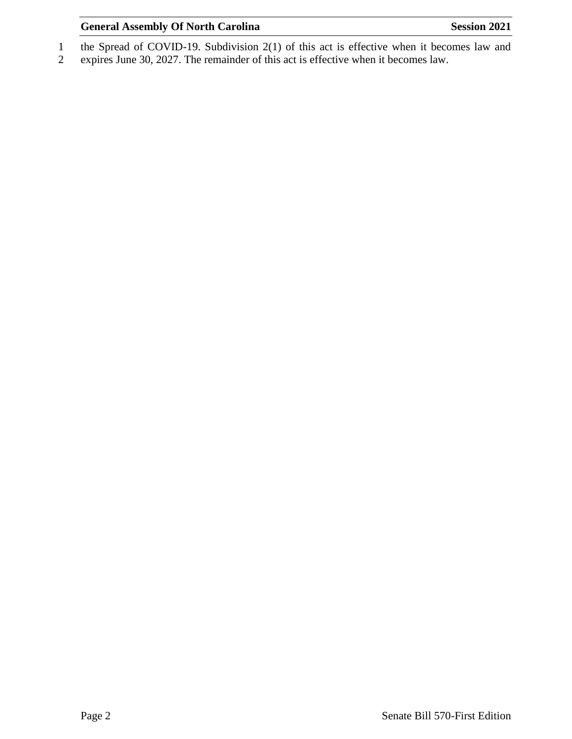the Spread of COVID-19. Subdivision 2(1) of this act is effective when it becomes law and expires June 30, 2027. The remainder of this act is effective when it becomes law.